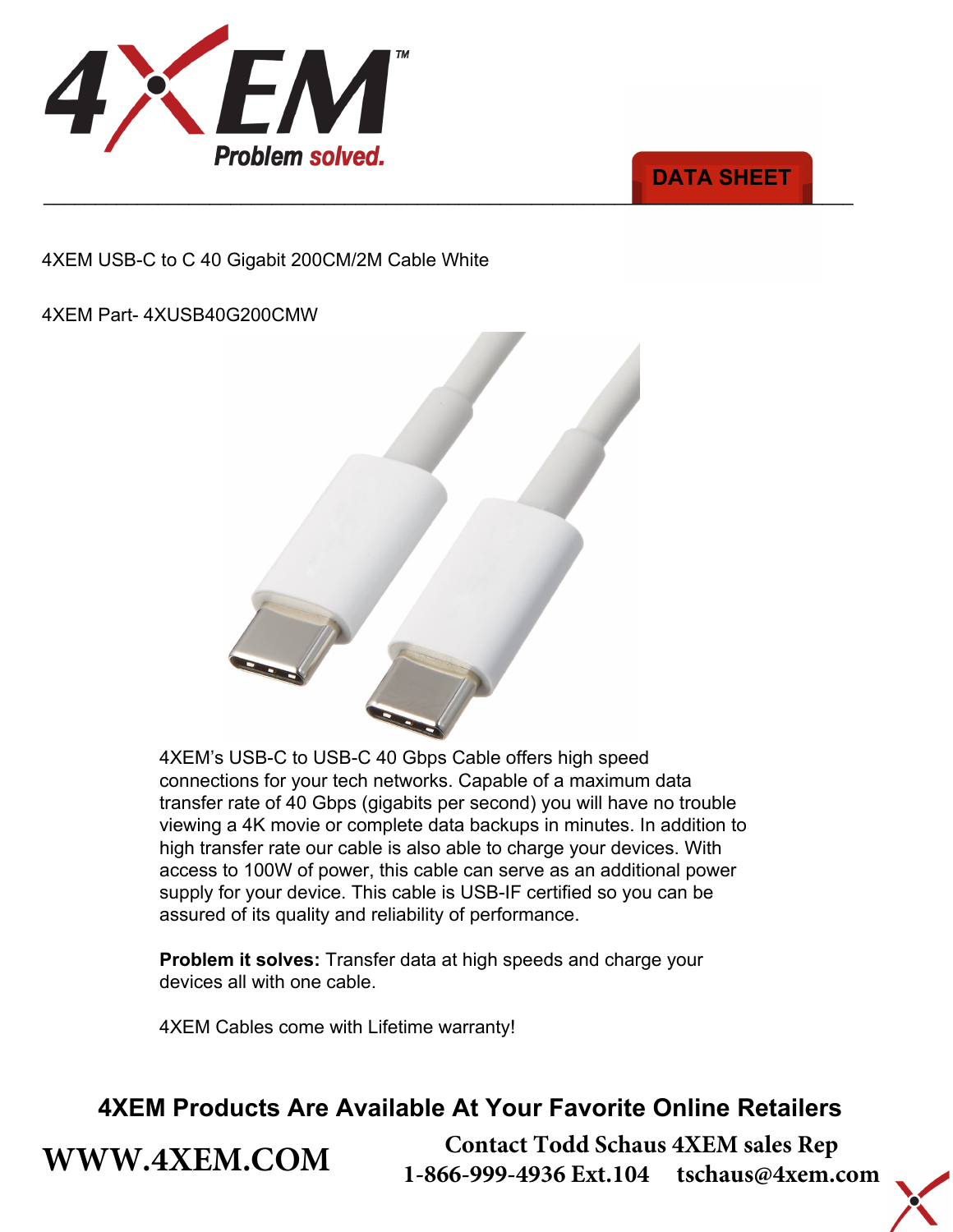4XEM™

Problem solved.

DATA SHEET

4XEM USB-C to C 40 Gigabit 200CM/2M Cable White

4XEM Part- 4XUSB40G200CMW

4XEM's USB-C to USB-C 40 Gbps Cable offers high speed connections for your tech networks. Capable of a maximum data transfer rate of 40 Gbps (gigabits per second) you will have no trouble viewing a 4K movie or complete data backups in minutes. In addition to high transfer rate our cable is also able to charge your devices. With access to 100W of power, this cable can serve as an additional power supply for your device. This cable is USB-IF certified so you can be assured of its quality and reliability of performance.

**Problem it solves:** Transfer data at high speeds and charge your devices all with one cable.

4XEM Cables come with Lifetime warranty!

**4XEM Products Are Available At Your Favorite Online Retailers**

**WWW.4XEM.COM**

**Contact Todd Schaus 4XEM sales Rep**
**1-866-999-4936 Ext.104 tschaus@4xem.com**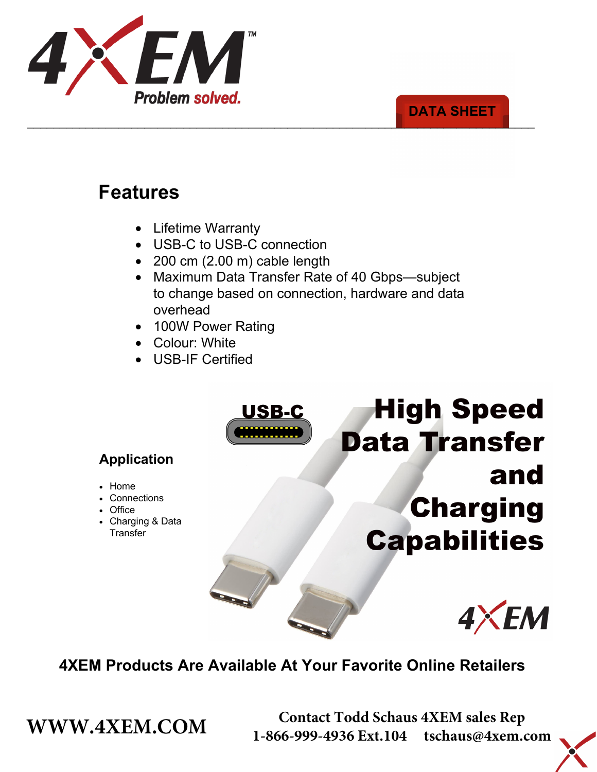4XEM™
Problem solved.

DATA SHEET

## Features

- Lifetime Warranty
- USB-C to USB-C connection
- 200 cm (2.00 m) cable length
- Maximum Data Transfer Rate of 40 Gbps—subject to change based on connection, hardware and data overhead
- 100W Power Rating
- Colour: White
- USB-IF Certified

### Application

- Home
- Connections
- Office
- Charging & Data Transfer

USB-C

High Speed Data Transfer and Charging Capabilities

4XEM

**4XEM Products Are Available At Your Favorite Online Retailers**

**WWW.4XEM.COM**

**Contact Todd Schaus 4XEM sales Rep**
**1-866-999-4936 Ext.104 tschaus@4xem.com**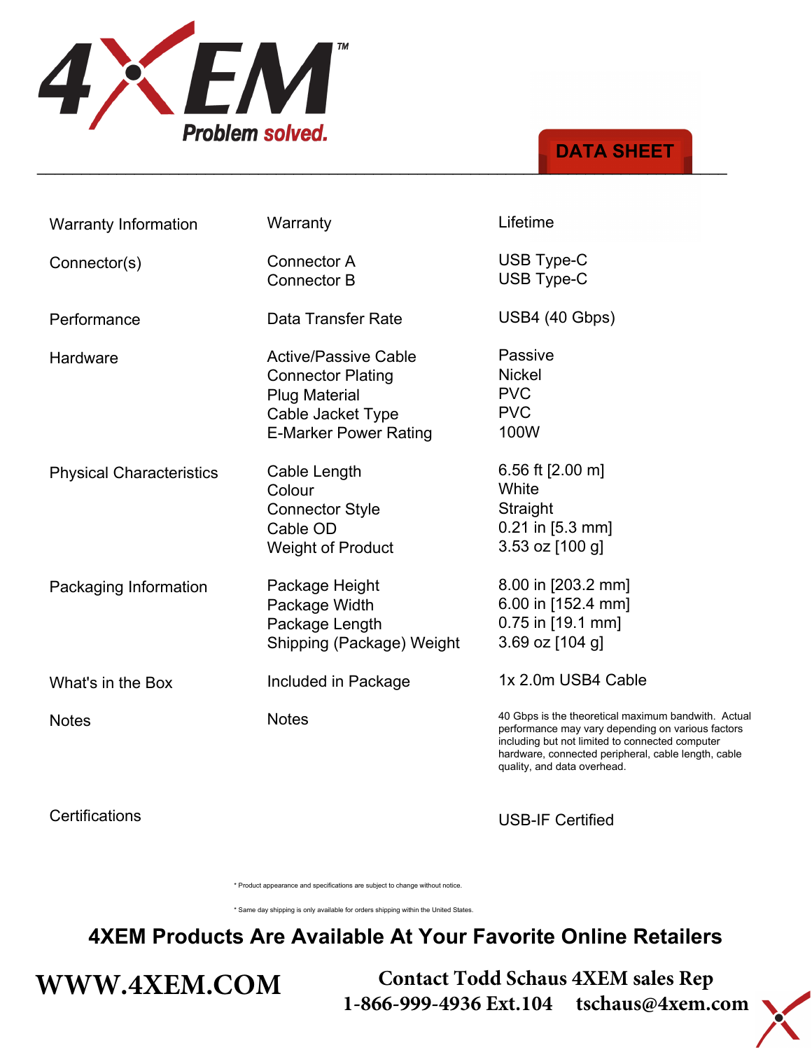4XEM™
Problem solved.

**DATA SHEET**

| | | |
|---|---|---|
| Warranty Information | Warranty | Lifetime |
| Connector(s) | Connector A<br>Connector B | USB Type-C<br>USB Type-C |
| Performance | Data Transfer Rate | USB4 (40 Gbps) |
| Hardware | Active/Passive Cable<br>Connector Plating<br>Plug Material<br>Cable Jacket Type<br>E-Marker Power Rating | Passive<br>Nickel<br>PVC<br>PVC<br>100W |
| Physical Characteristics | Cable Length<br>Colour<br>Connector Style<br>Cable OD<br>Weight of Product | 6.56 ft [2.00 m]<br>White<br>Straight<br>0.21 in [5.3 mm]<br>3.53 oz [100 g] |
| Packaging Information | Package Height<br>Package Width<br>Package Length<br>Shipping (Package) Weight | 8.00 in [203.2 mm]<br>6.00 in [152.4 mm]<br>0.75 in [19.1 mm]<br>3.69 oz [104 g] |
| What's in the Box | Included in Package | 1x 2.0m USB4 Cable |
| Notes | Notes | 40 Gbps is the theoretical maximum bandwith. Actual performance may vary depending on various factors including but not limited to connected computer hardware, connected peripheral, cable length, cable quality, and data overhead. |
| Certifications | | USB-IF Certified |

* Product appearance and specifications are subject to change without notice.

* Same day shipping is only available for orders shipping within the United States.

**4XEM Products Are Available At Your Favorite Online Retailers**

**WWW.4XEM.COM**

**Contact Todd Schaus 4XEM sales Rep**
**1-866-999-4936 Ext.104 tschaus@4xem.com**